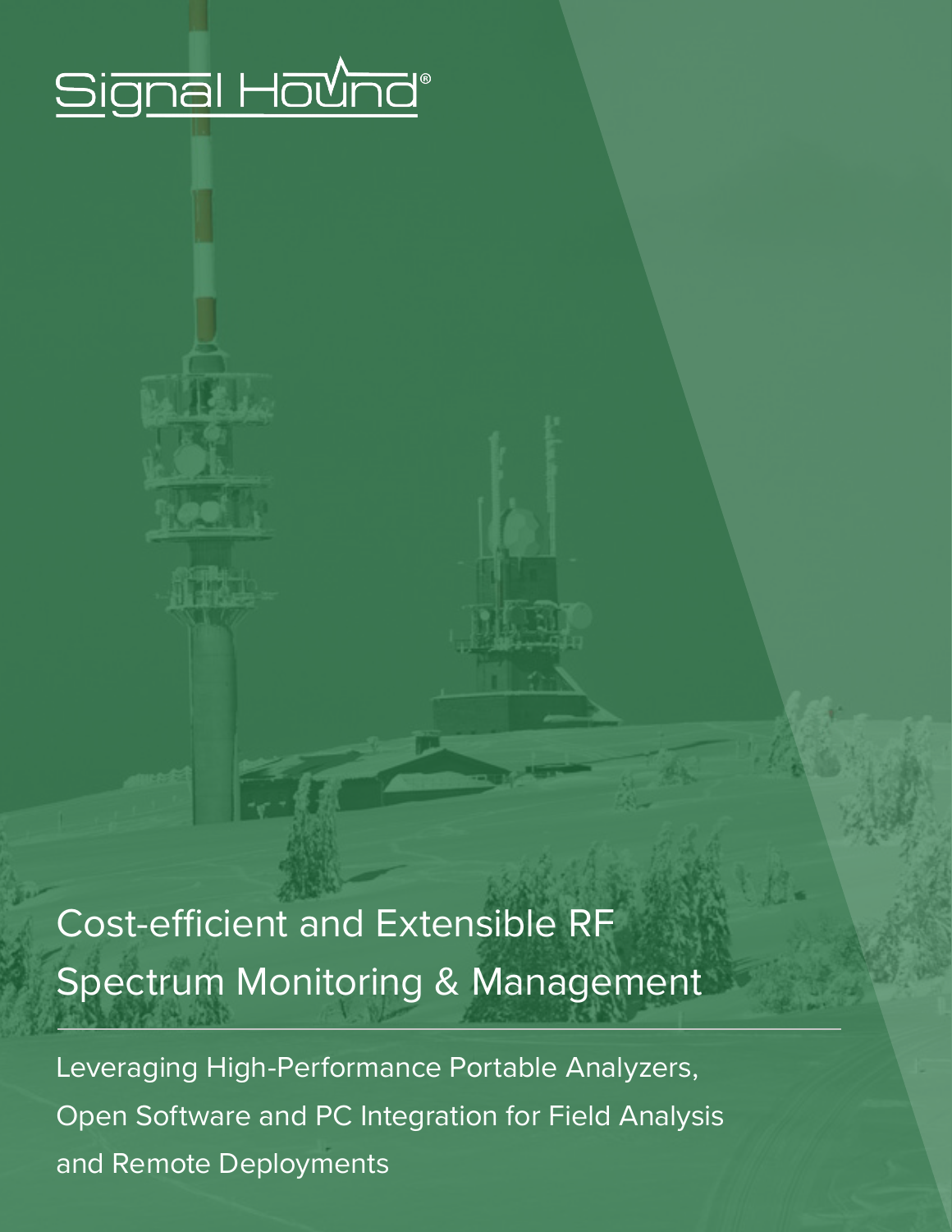Signal Hound®

# Cost-efficient and Extensible RF Spectrum Monitoring & Management

Leveraging High-Performance Portable Analyzers, Open Software and PC Integration for Field Analysis and Remote Deployments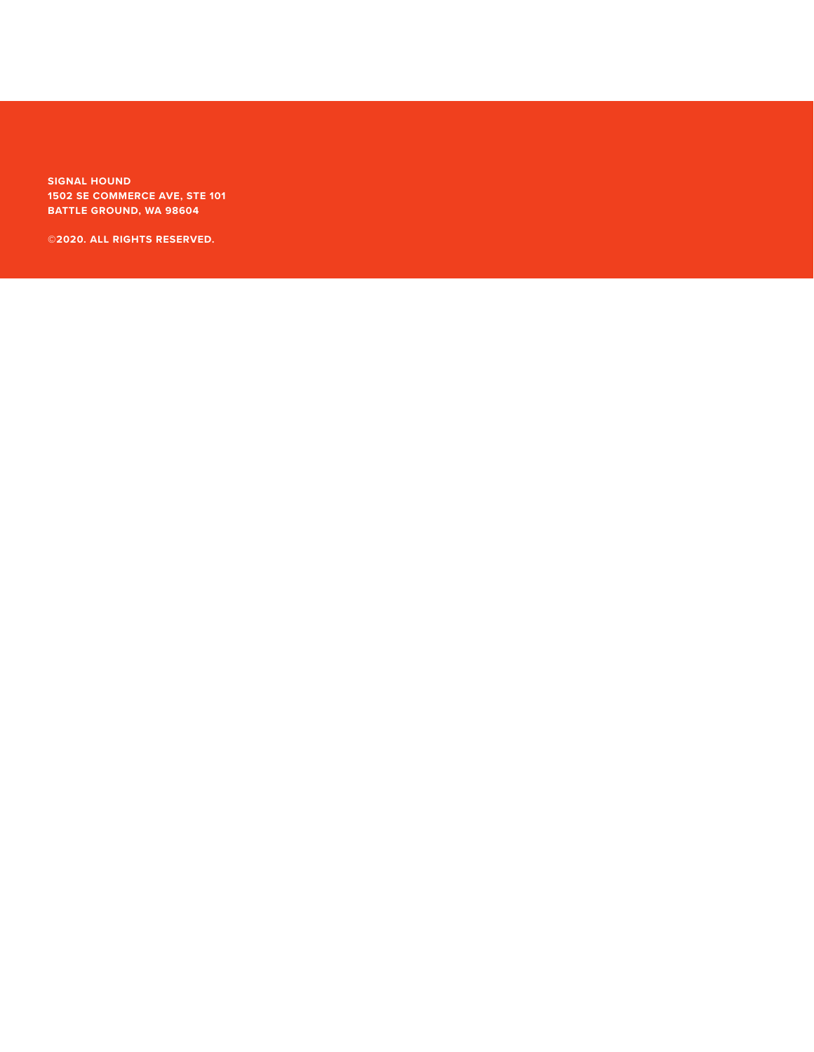**SIGNAL HOUND**
**1502 SE COMMERCE AVE, STE 101**
**BATTLE GROUND, WA 98604**

**©2020. ALL RIGHTS RESERVED.**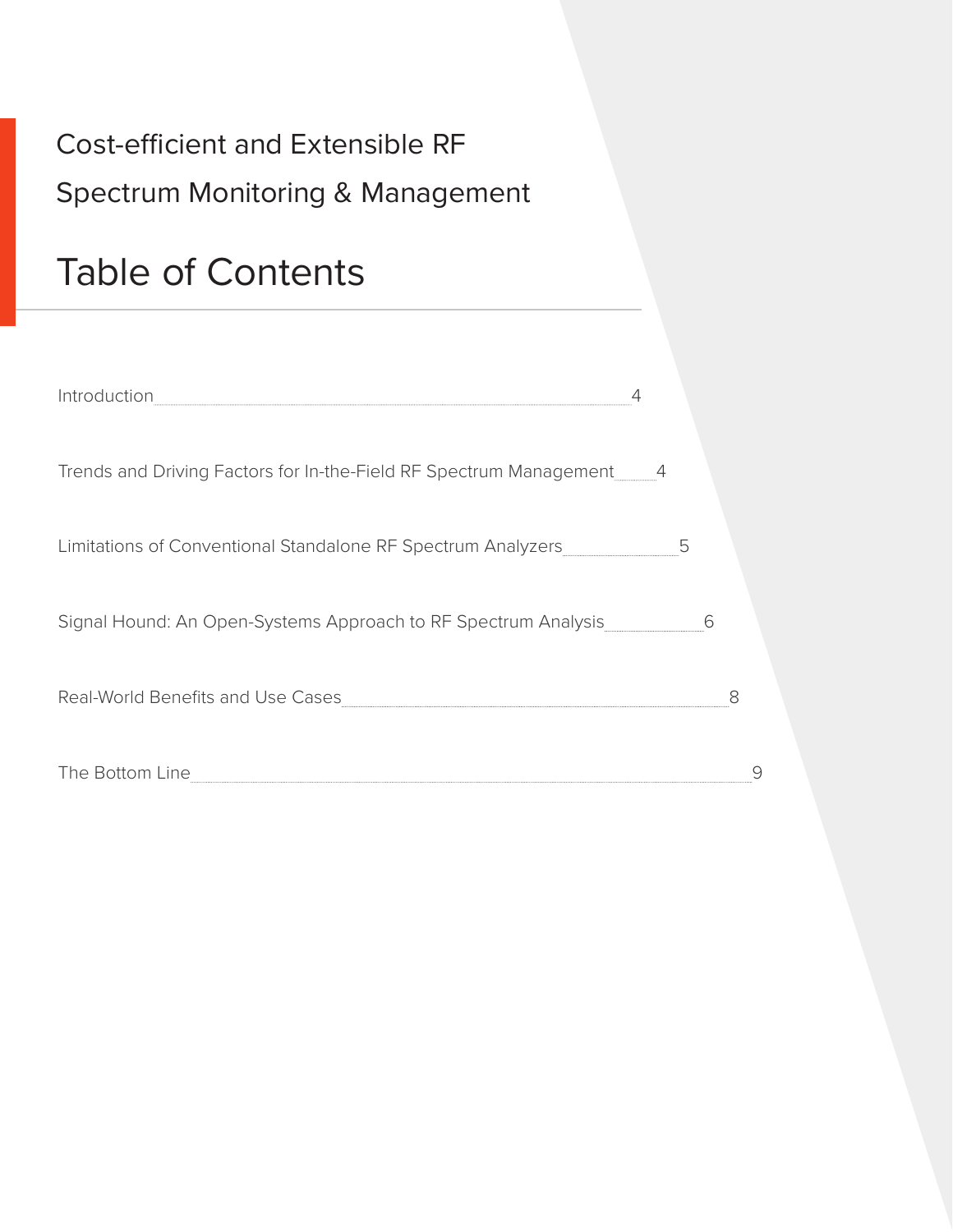# Cost-efficient and Extensible RF Spectrum Monitoring & Management

## Table of Contents

| Section | Page |
| --- | --- |
| Introduction | 4 |
| Trends and Driving Factors for In-the-Field RF Spectrum Management | 4 |
| Limitations of Conventional Standalone RF Spectrum Analyzers | 5 |
| Signal Hound: An Open-Systems Approach to RF Spectrum Analysis | 6 |
| Real-World Benefits and Use Cases | 8 |
| The Bottom Line | 9 |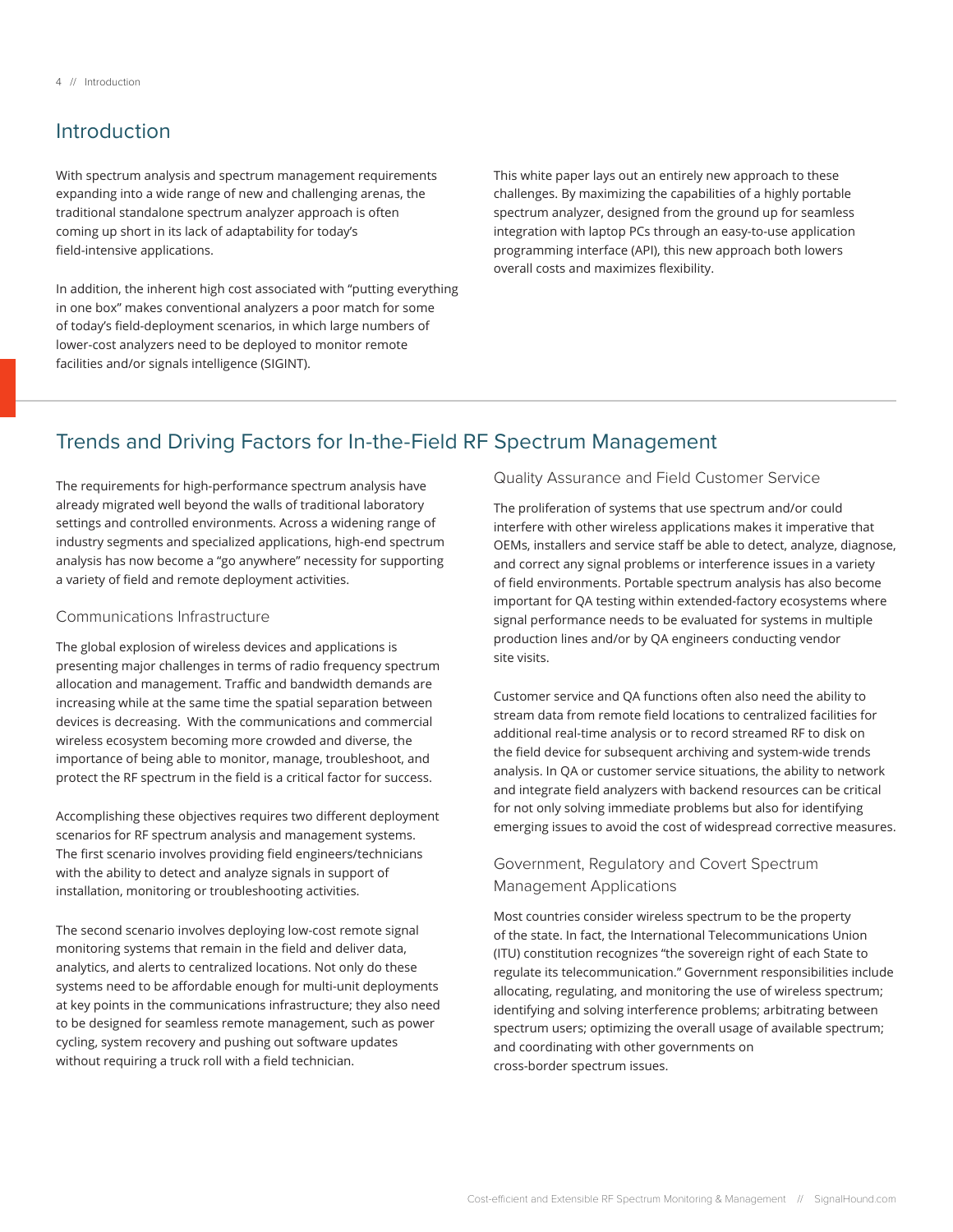## Introduction

With spectrum analysis and spectrum management requirements expanding into a wide range of new and challenging arenas, the traditional standalone spectrum analyzer approach is often coming up short in its lack of adaptability for today's field-intensive applications.

In addition, the inherent high cost associated with "putting everything in one box" makes conventional analyzers a poor match for some of today's field-deployment scenarios, in which large numbers of lower-cost analyzers need to be deployed to monitor remote facilities and/or signals intelligence (SIGINT).

This white paper lays out an entirely new approach to these challenges. By maximizing the capabilities of a highly portable spectrum analyzer, designed from the ground up for seamless integration with laptop PCs through an easy-to-use application programming interface (API), this new approach both lowers overall costs and maximizes flexibility.

## Trends and Driving Factors for In-the-Field RF Spectrum Management

The requirements for high-performance spectrum analysis have already migrated well beyond the walls of traditional laboratory settings and controlled environments. Across a widening range of industry segments and specialized applications, high-end spectrum analysis has now become a "go anywhere" necessity for supporting a variety of field and remote deployment activities.

### Communications Infrastructure

The global explosion of wireless devices and applications is presenting major challenges in terms of radio frequency spectrum allocation and management. Traffic and bandwidth demands are increasing while at the same time the spatial separation between devices is decreasing. With the communications and commercial wireless ecosystem becoming more crowded and diverse, the importance of being able to monitor, manage, troubleshoot, and protect the RF spectrum in the field is a critical factor for success.

Accomplishing these objectives requires two different deployment scenarios for RF spectrum analysis and management systems. The first scenario involves providing field engineers/technicians with the ability to detect and analyze signals in support of installation, monitoring or troubleshooting activities.

The second scenario involves deploying low-cost remote signal monitoring systems that remain in the field and deliver data, analytics, and alerts to centralized locations. Not only do these systems need to be affordable enough for multi-unit deployments at key points in the communications infrastructure; they also need to be designed for seamless remote management, such as power cycling, system recovery and pushing out software updates without requiring a truck roll with a field technician.

### Quality Assurance and Field Customer Service

The proliferation of systems that use spectrum and/or could interfere with other wireless applications makes it imperative that OEMs, installers and service staff be able to detect, analyze, diagnose, and correct any signal problems or interference issues in a variety of field environments. Portable spectrum analysis has also become important for QA testing within extended-factory ecosystems where signal performance needs to be evaluated for systems in multiple production lines and/or by QA engineers conducting vendor site visits.

Customer service and QA functions often also need the ability to stream data from remote field locations to centralized facilities for additional real-time analysis or to record streamed RF to disk on the field device for subsequent archiving and system-wide trends analysis. In QA or customer service situations, the ability to network and integrate field analyzers with backend resources can be critical for not only solving immediate problems but also for identifying emerging issues to avoid the cost of widespread corrective measures.

### Government, Regulatory and Covert Spectrum Management Applications

Most countries consider wireless spectrum to be the property of the state. In fact, the International Telecommunications Union (ITU) constitution recognizes "the sovereign right of each State to regulate its telecommunication." Government responsibilities include allocating, regulating, and monitoring the use of wireless spectrum; identifying and solving interference problems; arbitrating between spectrum users; optimizing the overall usage of available spectrum; and coordinating with other governments on cross-border spectrum issues.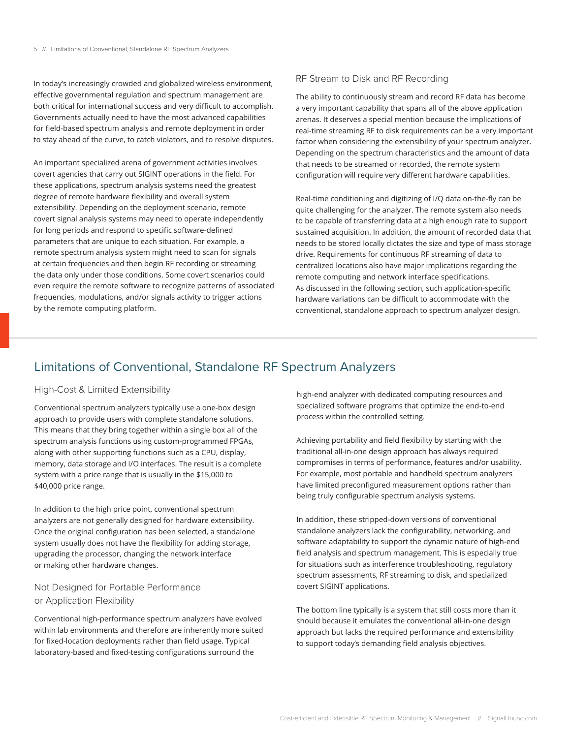In today's increasingly crowded and globalized wireless environment, effective governmental regulation and spectrum management are both critical for international success and very difficult to accomplish. Governments actually need to have the most advanced capabilities for field-based spectrum analysis and remote deployment in order to stay ahead of the curve, to catch violators, and to resolve disputes.

An important specialized arena of government activities involves covert agencies that carry out SIGINT operations in the field. For these applications, spectrum analysis systems need the greatest degree of remote hardware flexibility and overall system extensibility. Depending on the deployment scenario, remote covert signal analysis systems may need to operate independently for long periods and respond to specific software-defined parameters that are unique to each situation. For example, a remote spectrum analysis system might need to scan for signals at certain frequencies and then begin RF recording or streaming the data only under those conditions. Some covert scenarios could even require the remote software to recognize patterns of associated frequencies, modulations, and/or signals activity to trigger actions by the remote computing platform.

### RF Stream to Disk and RF Recording

The ability to continuously stream and record RF data has become a very important capability that spans all of the above application arenas. It deserves a special mention because the implications of real-time streaming RF to disk requirements can be a very important factor when considering the extensibility of your spectrum analyzer. Depending on the spectrum characteristics and the amount of data that needs to be streamed or recorded, the remote system configuration will require very different hardware capabilities.

Real-time conditioning and digitizing of I/Q data on-the-fly can be quite challenging for the analyzer. The remote system also needs to be capable of transferring data at a high enough rate to support sustained acquisition. In addition, the amount of recorded data that needs to be stored locally dictates the size and type of mass storage drive. Requirements for continuous RF streaming of data to centralized locations also have major implications regarding the remote computing and network interface specifications.
As discussed in the following section, such application-specific hardware variations can be difficult to accommodate with the conventional, standalone approach to spectrum analyzer design.

## Limitations of Conventional, Standalone RF Spectrum Analyzers

### High-Cost & Limited Extensibility

Conventional spectrum analyzers typically use a one-box design approach to provide users with complete standalone solutions. This means that they bring together within a single box all of the spectrum analysis functions using custom-programmed FPGAs, along with other supporting functions such as a CPU, display, memory, data storage and I/O interfaces. The result is a complete system with a price range that is usually in the $15,000 to $40,000 price range.

In addition to the high price point, conventional spectrum analyzers are not generally designed for hardware extensibility. Once the original configuration has been selected, a standalone system usually does not have the flexibility for adding storage, upgrading the processor, changing the network interface or making other hardware changes.

### Not Designed for Portable Performance or Application Flexibility

Conventional high-performance spectrum analyzers have evolved within lab environments and therefore are inherently more suited for fixed-location deployments rather than field usage. Typical laboratory-based and fixed-testing configurations surround the high-end analyzer with dedicated computing resources and specialized software programs that optimize the end-to-end process within the controlled setting.

Achieving portability and field flexibility by starting with the traditional all-in-one design approach has always required compromises in terms of performance, features and/or usability. For example, most portable and handheld spectrum analyzers have limited preconfigured measurement options rather than being truly configurable spectrum analysis systems.

In addition, these stripped-down versions of conventional standalone analyzers lack the configurability, networking, and software adaptability to support the dynamic nature of high-end field analysis and spectrum management. This is especially true for situations such as interference troubleshooting, regulatory spectrum assessments, RF streaming to disk, and specialized covert SIGINT applications.

The bottom line typically is a system that still costs more than it should because it emulates the conventional all-in-one design approach but lacks the required performance and extensibility to support today's demanding field analysis objectives.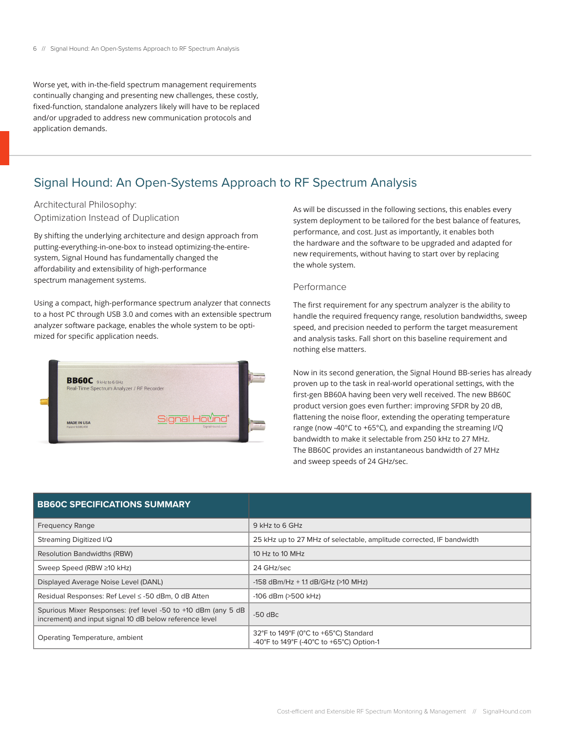Worse yet, with in-the-field spectrum management requirements continually changing and presenting new challenges, these costly, fixed-function, standalone analyzers likely will have to be replaced and/or upgraded to address new communication protocols and application demands.

## Signal Hound: An Open-Systems Approach to RF Spectrum Analysis

### Architectural Philosophy: Optimization Instead of Duplication

By shifting the underlying architecture and design approach from putting-everything-in-one-box to instead optimizing-the-entire-system, Signal Hound has fundamentally changed the affordability and extensibility of high-performance spectrum management systems.

Using a compact, high-performance spectrum analyzer that connects to a host PC through USB 3.0 and comes with an extensible spectrum analyzer software package, enables the whole system to be optimized for specific application needs.

As will be discussed in the following sections, this enables every system deployment to be tailored for the best balance of features, performance, and cost. Just as importantly, it enables both the hardware and the software to be upgraded and adapted for new requirements, without having to start over by replacing the whole system.

### Performance

The first requirement for any spectrum analyzer is the ability to handle the required frequency range, resolution bandwidths, sweep speed, and precision needed to perform the target measurement and analysis tasks. Fall short on this baseline requirement and nothing else matters.

Now in its second generation, the Signal Hound BB-series has already proven up to the task in real-world operational settings, with the first-gen BB60A having been very well received. The new BB60C product version goes even further: improving SFDR by 20 dB, flattening the noise floor, extending the operating temperature range (now -40°C to +65°C), and expanding the streaming I/Q bandwidth to make it selectable from 250 kHz to 27 MHz. The BB60C provides an instantaneous bandwidth of 27 MHz and sweep speeds of 24 GHz/sec.

| **BB60C SPECIFICATIONS SUMMARY** | |
|---|---|
| Frequency Range | 9 kHz to 6 GHz |
| Streaming Digitized I/Q | 25 kHz up to 27 MHz of selectable, amplitude corrected, IF bandwidth |
| Resolution Bandwidths (RBW) | 10 Hz to 10 MHz |
| Sweep Speed (RBW ≥10 kHz) | 24 GHz/sec |
| Displayed Average Noise Level (DANL) | -158 dBm/Hz + 1.1 dB/GHz (>10 MHz) |
| Residual Responses: Ref Level ≤ -50 dBm, 0 dB Atten | -106 dBm (>500 kHz) |
| Spurious Mixer Responses: (ref level -50 to +10 dBm (any 5 dB increment) and input signal 10 dB below reference level | -50 dBc |
| Operating Temperature, ambient | 32°F to 149°F (0°C to +65°C) Standard<br>-40°F to 149°F (-40°C to +65°C) Option-1 |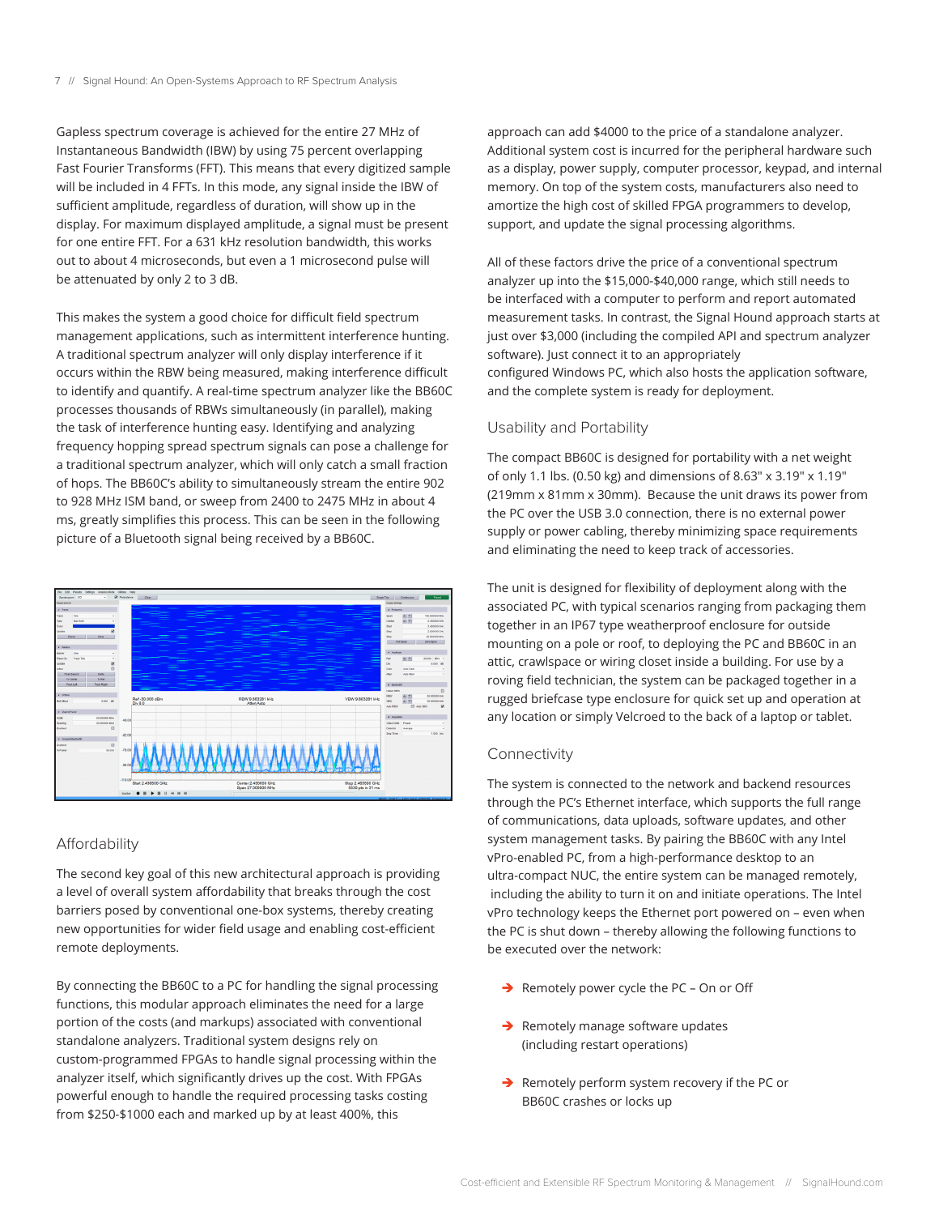Gapless spectrum coverage is achieved for the entire 27 MHz of Instantaneous Bandwidth (IBW) by using 75 percent overlapping Fast Fourier Transforms (FFT). This means that every digitized sample will be included in 4 FFTs. In this mode, any signal inside the IBW of sufficient amplitude, regardless of duration, will show up in the display. For maximum displayed amplitude, a signal must be present for one entire FFT. For a 631 kHz resolution bandwidth, this works out to about 4 microseconds, but even a 1 microsecond pulse will be attenuated by only 2 to 3 dB.

This makes the system a good choice for difficult field spectrum management applications, such as intermittent interference hunting. A traditional spectrum analyzer will only display interference if it occurs within the RBW being measured, making interference difficult to identify and quantify. A real-time spectrum analyzer like the BB60C processes thousands of RBWs simultaneously (in parallel), making the task of interference hunting easy. Identifying and analyzing frequency hopping spread spectrum signals can pose a challenge for a traditional spectrum analyzer, which will only catch a small fraction of hops. The BB60C's ability to simultaneously stream the entire 902 to 928 MHz ISM band, or sweep from 2400 to 2475 MHz in about 4 ms, greatly simplifies this process. This can be seen in the following picture of a Bluetooth signal being received by a BB60C.

## Affordability

The second key goal of this new architectural approach is providing a level of overall system affordability that breaks through the cost barriers posed by conventional one-box systems, thereby creating new opportunities for wider field usage and enabling cost-efficient remote deployments.

By connecting the BB60C to a PC for handling the signal processing functions, this modular approach eliminates the need for a large portion of the costs (and markups) associated with conventional standalone analyzers. Traditional system designs rely on custom-programmed FPGAs to handle signal processing within the analyzer itself, which significantly drives up the cost. With FPGAs powerful enough to handle the required processing tasks costing from $250-$1000 each and marked up by at least 400%, this approach can add $4000 to the price of a standalone analyzer. Additional system cost is incurred for the peripheral hardware such as a display, power supply, computer processor, keypad, and internal memory. On top of the system costs, manufacturers also need to amortize the high cost of skilled FPGA programmers to develop, support, and update the signal processing algorithms.

All of these factors drive the price of a conventional spectrum analyzer up into the $15,000-$40,000 range, which still needs to be interfaced with a computer to perform and report automated measurement tasks. In contrast, the Signal Hound approach starts at just over $3,000 (including the compiled API and spectrum analyzer software). Just connect it to an appropriately configured Windows PC, which also hosts the application software, and the complete system is ready for deployment.

## Usability and Portability

The compact BB60C is designed for portability with a net weight of only 1.1 lbs. (0.50 kg) and dimensions of 8.63" x 3.19" x 1.19" (219mm x 81mm x 30mm). Because the unit draws its power from the PC over the USB 3.0 connection, there is no external power supply or power cabling, thereby minimizing space requirements and eliminating the need to keep track of accessories.

The unit is designed for flexibility of deployment along with the associated PC, with typical scenarios ranging from packaging them together in an IP67 type weatherproof enclosure for outside mounting on a pole or roof, to deploying the PC and BB60C in an attic, crawlspace or wiring closet inside a building. For use by a roving field technician, the system can be packaged together in a rugged briefcase type enclosure for quick set up and operation at any location or simply Velcroed to the back of a laptop or tablet.

## Connectivity

The system is connected to the network and backend resources through the PC's Ethernet interface, which supports the full range of communications, data uploads, software updates, and other system management tasks. By pairing the BB60C with any Intel vPro-enabled PC, from a high-performance desktop to an ultra-compact NUC, the entire system can be managed remotely, including the ability to turn it on and initiate operations. The Intel vPro technology keeps the Ethernet port powered on – even when the PC is shut down – thereby allowing the following functions to be executed over the network:

- Remotely power cycle the PC – On or Off
- Remotely manage software updates (including restart operations)
- Remotely perform system recovery if the PC or BB60C crashes or locks up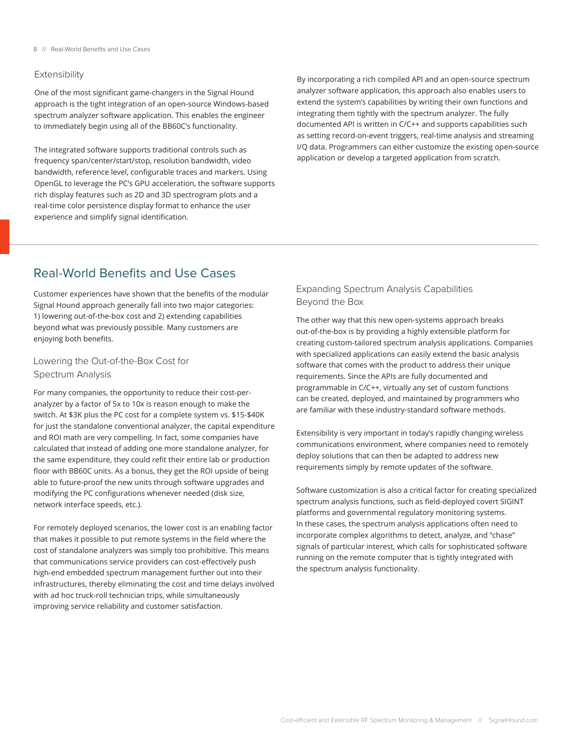### Extensibility

One of the most significant game-changers in the Signal Hound approach is the tight integration of an open-source Windows-based spectrum analyzer software application. This enables the engineer to immediately begin using all of the BB60C's functionality.

The integrated software supports traditional controls such as frequency span/center/start/stop, resolution bandwidth, video bandwidth, reference level, configurable traces and markers. Using OpenGL to leverage the PC's GPU acceleration, the software supports rich display features such as 2D and 3D spectrogram plots and a real-time color persistence display format to enhance the user experience and simplify signal identification.

By incorporating a rich compiled API and an open-source spectrum analyzer software application, this approach also enables users to extend the system's capabilities by writing their own functions and integrating them tightly with the spectrum analyzer. The fully documented API is written in C/C++ and supports capabilities such as setting record-on-event triggers, real-time analysis and streaming I/Q data. Programmers can either customize the existing open-source application or develop a targeted application from scratch.

## Real-World Benefits and Use Cases

Customer experiences have shown that the benefits of the modular Signal Hound approach generally fall into two major categories: 1) lowering out-of-the-box cost and 2) extending capabilities beyond what was previously possible. Many customers are enjoying both benefits.

### Lowering the Out-of-the-Box Cost for Spectrum Analysis

For many companies, the opportunity to reduce their cost-per-analyzer by a factor of 5x to 10x is reason enough to make the switch. At $3K plus the PC cost for a complete system vs. $15-$40K for just the standalone conventional analyzer, the capital expenditure and ROI math are very compelling. In fact, some companies have calculated that instead of adding one more standalone analyzer, for the same expenditure, they could refit their entire lab or production floor with BB60C units. As a bonus, they get the ROI upside of being able to future-proof the new units through software upgrades and modifying the PC configurations whenever needed (disk size, network interface speeds, etc.).

For remotely deployed scenarios, the lower cost is an enabling factor that makes it possible to put remote systems in the field where the cost of standalone analyzers was simply too prohibitive. This means that communications service providers can cost-effectively push high-end embedded spectrum management further out into their infrastructures, thereby eliminating the cost and time delays involved with ad hoc truck-roll technician trips, while simultaneously improving service reliability and customer satisfaction.

### Expanding Spectrum Analysis Capabilities Beyond the Box

The other way that this new open-systems approach breaks out-of-the-box is by providing a highly extensible platform for creating custom-tailored spectrum analysis applications. Companies with specialized applications can easily extend the basic analysis software that comes with the product to address their unique requirements. Since the APIs are fully documented and programmable in C/C++, virtually any set of custom functions can be created, deployed, and maintained by programmers who are familiar with these industry-standard software methods.

Extensibility is very important in today's rapidly changing wireless communications environment, where companies need to remotely deploy solutions that can then be adapted to address new requirements simply by remote updates of the software.

Software customization is also a critical factor for creating specialized spectrum analysis functions, such as field-deployed covert SIGINT platforms and governmental regulatory monitoring systems. In these cases, the spectrum analysis applications often need to incorporate complex algorithms to detect, analyze, and "chase" signals of particular interest, which calls for sophisticated software running on the remote computer that is tightly integrated with the spectrum analysis functionality.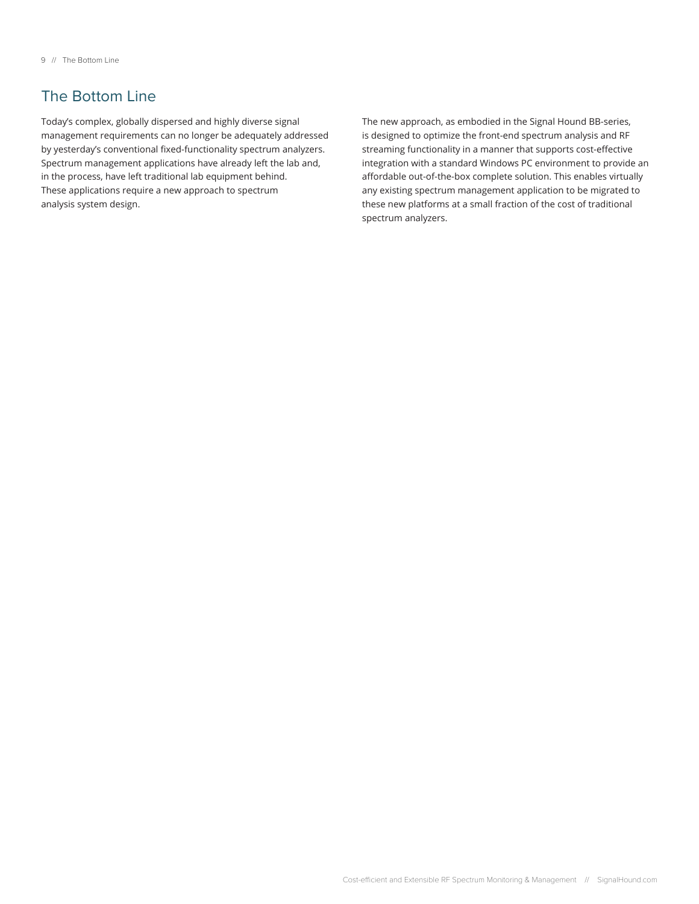## The Bottom Line

Today's complex, globally dispersed and highly diverse signal management requirements can no longer be adequately addressed by yesterday's conventional fixed-functionality spectrum analyzers. Spectrum management applications have already left the lab and, in the process, have left traditional lab equipment behind. These applications require a new approach to spectrum analysis system design.

The new approach, as embodied in the Signal Hound BB-series, is designed to optimize the front-end spectrum analysis and RF streaming functionality in a manner that supports cost-effective integration with a standard Windows PC environment to provide an affordable out-of-the-box complete solution. This enables virtually any existing spectrum management application to be migrated to these new platforms at a small fraction of the cost of traditional spectrum analyzers.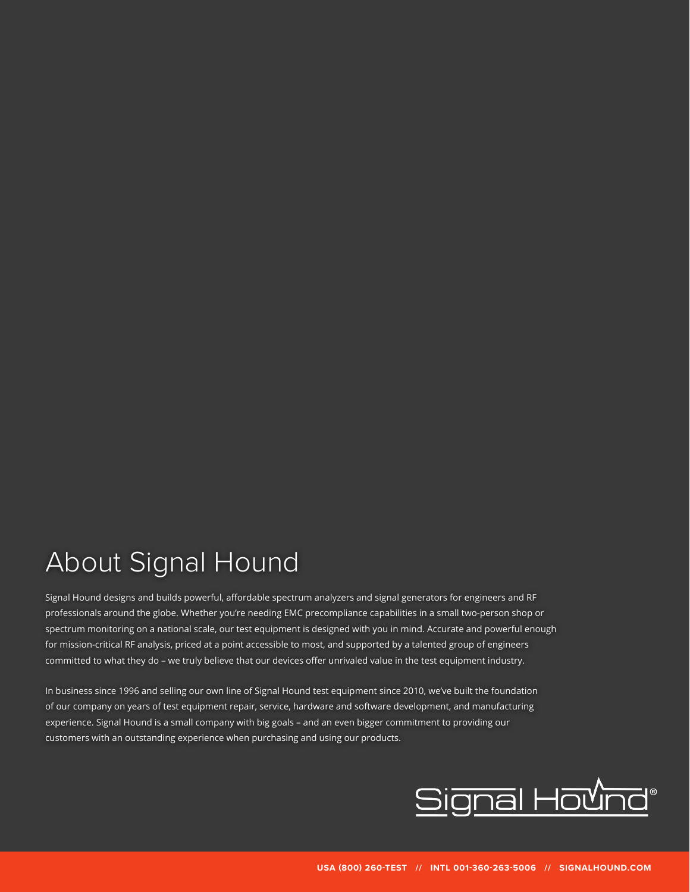# About Signal Hound

Signal Hound designs and builds powerful, affordable spectrum analyzers and signal generators for engineers and RF professionals around the globe. Whether you're needing EMC precompliance capabilities in a small two-person shop or spectrum monitoring on a national scale, our test equipment is designed with you in mind. Accurate and powerful enough for mission-critical RF analysis, priced at a point accessible to most, and supported by a talented group of engineers committed to what they do – we truly believe that our devices offer unrivaled value in the test equipment industry.

In business since 1996 and selling our own line of Signal Hound test equipment since 2010, we've built the foundation of our company on years of test equipment repair, service, hardware and software development, and manufacturing experience. Signal Hound is a small company with big goals – and an even bigger commitment to providing our customers with an outstanding experience when purchasing and using our products.

Signal Hound®

**USA (800) 260-TEST // INTL 001-360-263-5006 // SIGNALHOUND.COM**